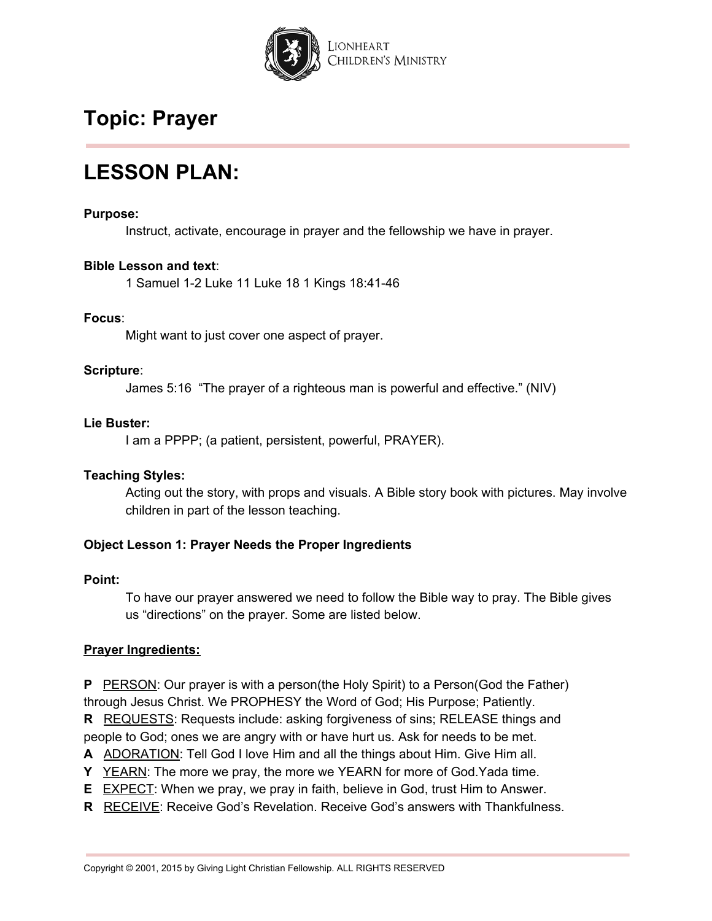# Topic: Prayer

## LESSON PLAN:

**Purpose:**

Instruct, activate, encourage in prayer and the fellowship we have in prayer.

**Bible Lesson and text**:

1 Samuel 1-2 Luke 11 Luke 18 1 Kings 18:41-46

**Focus**:

Might want to just cover one aspect of prayer.

**Scripture**:

James 5:16 "The prayer of a righteous man is powerful and effective." (NIV)

**Lie Buster:**

I am a PPPP; (a patient, persistent, powerful, PRAYER).

**Teaching Styles:**

Acting out the story, with props and visuals. A Bible story book with pictures. May involve children in part of the lesson teaching.

**Object Lesson 1: Prayer Needs the Proper Ingredients**

**Point:**

To have our prayer answered we need to follow the Bible way to pray. The Bible gives us "directions" on the prayer. Some are listed below.

**Prayer Ingredients:**

**P** PERSON: Our prayer is with a person(the Holy Spirit) to a Person(God the Father) through Jesus Christ. We PROPHESY the Word of God; His Purpose; Patiently.
**R** REQUESTS: Requests include: asking forgiveness of sins; RELEASE things and people to God; ones we are angry with or have hurt us. Ask for needs to be met.
**A** ADORATION: Tell God I love Him and all the things about Him. Give Him all.
**Y** YEARN: The more we pray, the more we YEARN for more of God.Yada time.
**E** EXPECT: When we pray, we pray in faith, believe in God, trust Him to Answer.
**R** RECEIVE: Receive God's Revelation. Receive God's answers with Thankfulness.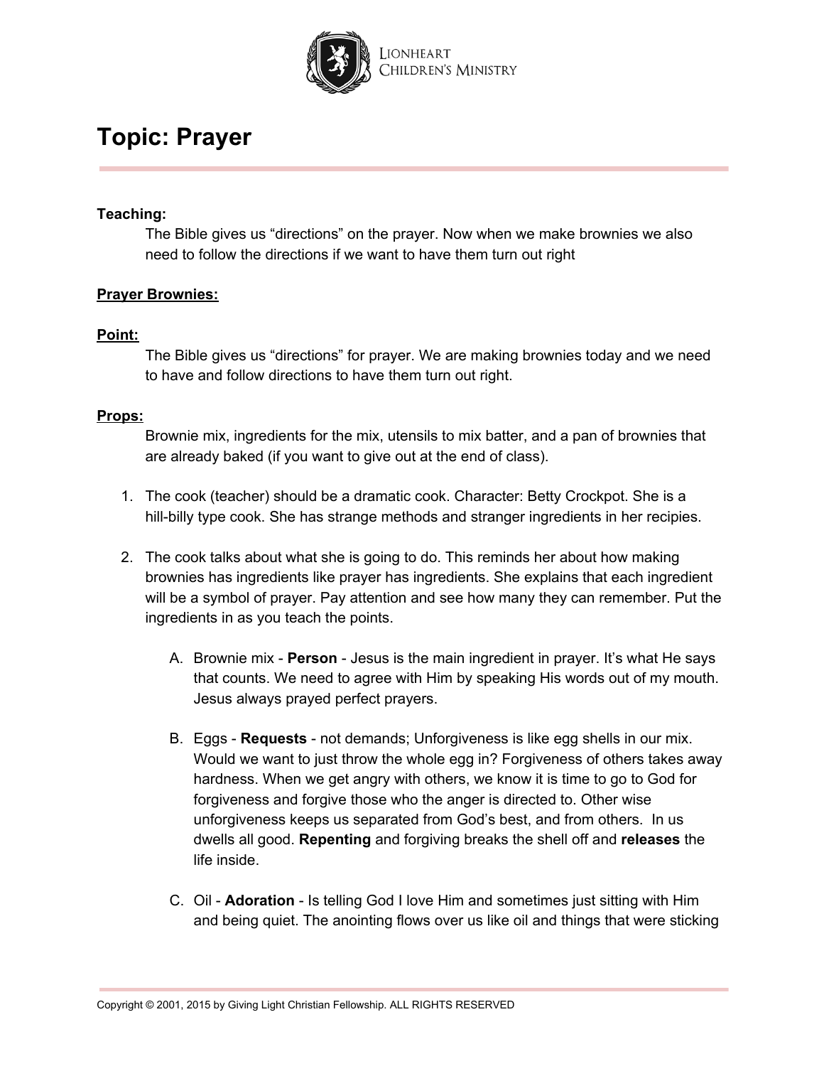# Topic: Prayer

**Teaching:**

The Bible gives us “directions” on the prayer. Now when we make brownies we also need to follow the directions if we want to have them turn out right

**<u>Prayer Brownies:</u>**

**<u>Point:</u>**

The Bible gives us “directions” for prayer. We are making brownies today and we need to have and follow directions to have them turn out right.

**<u>Props:</u>**

Brownie mix, ingredients for the mix, utensils to mix batter, and a pan of brownies that are already baked (if you want to give out at the end of class).

1. The cook (teacher) should be a dramatic cook. Character: Betty Crockpot. She is a hill-billy type cook. She has strange methods and stranger ingredients in her recipies.

2. The cook talks about what she is going to do. This reminds her about how making brownies has ingredients like prayer has ingredients. She explains that each ingredient will be a symbol of prayer. Pay attention and see how many they can remember. Put the ingredients in as you teach the points.

   A. Brownie mix - **Person** - Jesus is the main ingredient in prayer. It’s what He says that counts. We need to agree with Him by speaking His words out of my mouth. Jesus always prayed perfect prayers.

   B. Eggs - **Requests** - not demands; Unforgiveness is like egg shells in our mix. Would we want to just throw the whole egg in? Forgiveness of others takes away hardness. When we get angry with others, we know it is time to go to God for forgiveness and forgive those who the anger is directed to. Other wise unforgiveness keeps us separated from God’s best, and from others. In us dwells all good. **Repenting** and forgiving breaks the shell off and **releases** the life inside.

   C. Oil - **Adoration** - Is telling God I love Him and sometimes just sitting with Him and being quiet. The anointing flows over us like oil and things that were sticking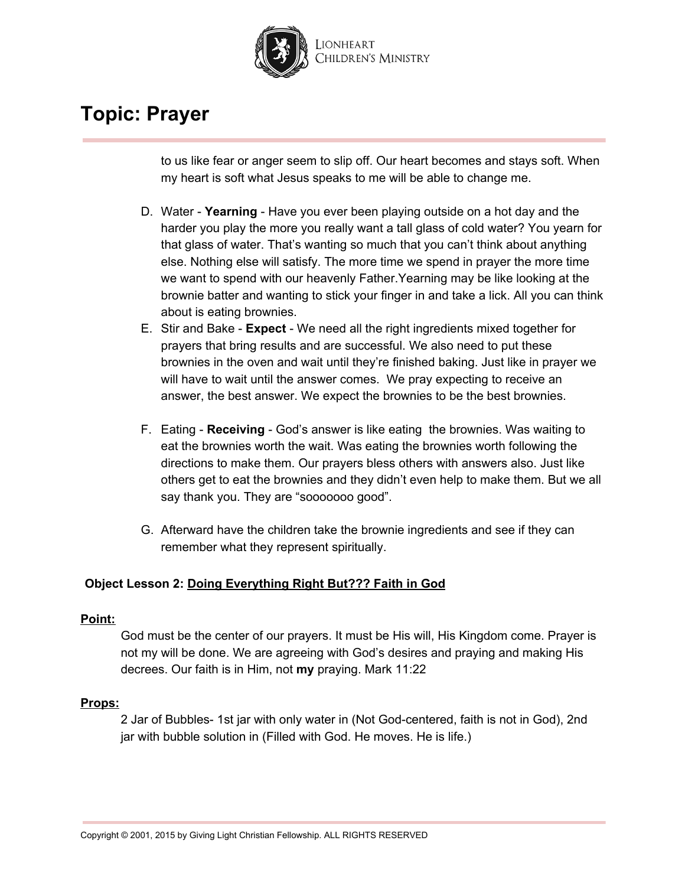to us like fear or anger seem to slip off. Our heart becomes and stays soft. When my heart is soft what Jesus speaks to me will be able to change me.

D. Water - **Yearning** - Have you ever been playing outside on a hot day and the harder you play the more you really want a tall glass of cold water? You yearn for that glass of water. That's wanting so much that you can't think about anything else. Nothing else will satisfy. The more time we spend in prayer the more time we want to spend with our heavenly Father.Yearning may be like looking at the brownie batter and wanting to stick your finger in and take a lick. All you can think about is eating brownies.

E. Stir and Bake - **Expect** - We need all the right ingredients mixed together for prayers that bring results and are successful. We also need to put these brownies in the oven and wait until they're finished baking. Just like in prayer we will have to wait until the answer comes. We pray expecting to receive an answer, the best answer. We expect the brownies to be the best brownies.

F. Eating - **Receiving** - God's answer is like eating the brownies. Was waiting to eat the brownies worth the wait. Was eating the brownies worth following the directions to make them. Our prayers bless others with answers also. Just like others get to eat the brownies and they didn't even help to make them. But we all say thank you. They are "sooooooo good".

G. Afterward have the children take the brownie ingredients and see if they can remember what they represent spiritually.

**Object Lesson 2:** **Doing Everything Right But??? Faith in God**

**Point:**

God must be the center of our prayers. It must be His will, His Kingdom come. Prayer is not my will be done. We are agreeing with God's desires and praying and making His decrees. Our faith is in Him, not **my** praying. Mark 11:22

**Props:**

2 Jar of Bubbles- 1st jar with only water in (Not God-centered, faith is not in God), 2nd jar with bubble solution in (Filled with God. He moves. He is life.)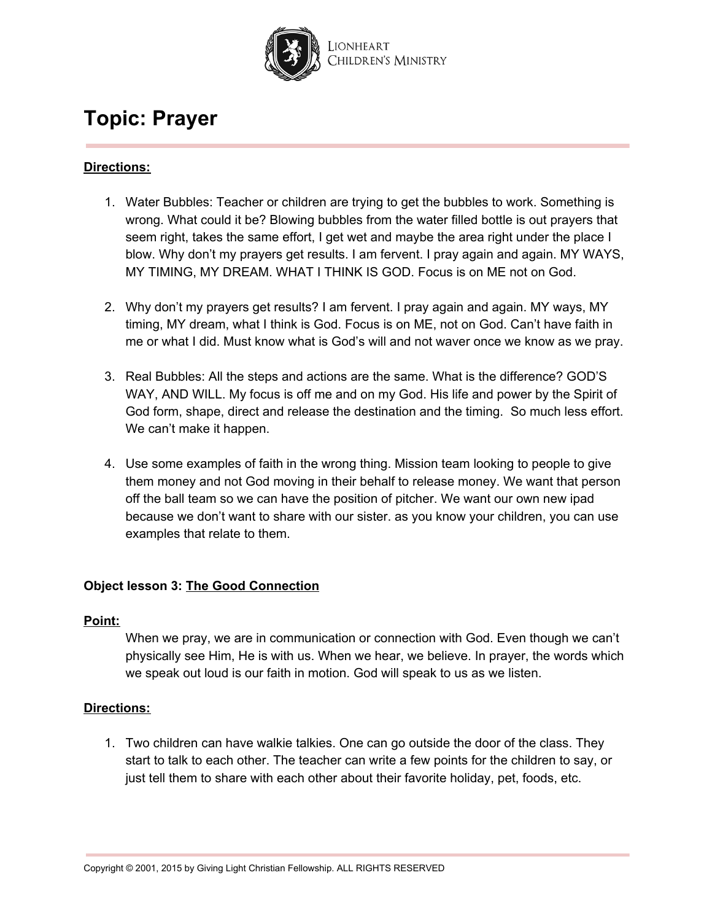# Topic: Prayer

**Directions:**

1. Water Bubbles: Teacher or children are trying to get the bubbles to work. Something is wrong. What could it be? Blowing bubbles from the water filled bottle is out prayers that seem right, takes the same effort, I get wet and maybe the area right under the place I blow. Why don't my prayers get results. I am fervent. I pray again and again. MY WAYS, MY TIMING, MY DREAM. WHAT I THINK IS GOD. Focus is on ME not on God.

2. Why don't my prayers get results? I am fervent. I pray again and again. MY ways, MY timing, MY dream, what I think is God. Focus is on ME, not on God. Can't have faith in me or what I did. Must know what is God's will and not waver once we know as we pray.

3. Real Bubbles: All the steps and actions are the same. What is the difference? GOD'S WAY, AND WILL. My focus is off me and on my God. His life and power by the Spirit of God form, shape, direct and release the destination and the timing. So much less effort. We can't make it happen.

4. Use some examples of faith in the wrong thing. Mission team looking to people to give them money and not God moving in their behalf to release money. We want that person off the ball team so we can have the position of pitcher. We want our own new ipad because we don't want to share with our sister. as you know your children, you can use examples that relate to them.

**Object lesson 3:** **The Good Connection**

**Point:**

When we pray, we are in communication or connection with God. Even though we can't physically see Him, He is with us. When we hear, we believe. In prayer, the words which we speak out loud is our faith in motion. God will speak to us as we listen.

**Directions:**

1. Two children can have walkie talkies. One can go outside the door of the class. They start to talk to each other. The teacher can write a few points for the children to say, or just tell them to share with each other about their favorite holiday, pet, foods, etc.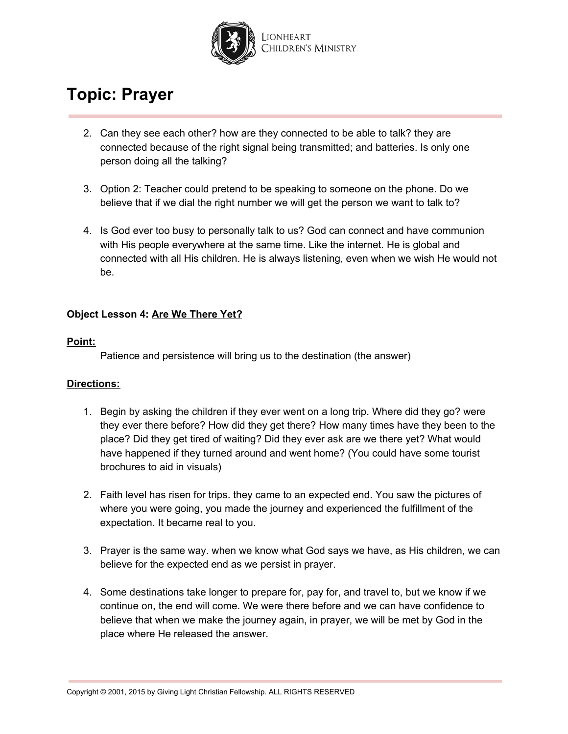# Topic: Prayer

2. Can they see each other? how are they connected to be able to talk? they are connected because of the right signal being transmitted; and batteries. Is only one person doing all the talking?

3. Option 2: Teacher could pretend to be speaking to someone on the phone. Do we believe that if we dial the right number we will get the person we want to talk to?

4. Is God ever too busy to personally talk to us? God can connect and have communion with His people everywhere at the same time. Like the internet. He is global and connected with all His children. He is always listening, even when we wish He would not be.

**Object Lesson 4:** **<u>Are We There Yet?</u>**

**<u>Point:</u>**

Patience and persistence will bring us to the destination (the answer)

**<u>Directions:</u>**

1. Begin by asking the children if they ever went on a long trip. Where did they go? were they ever there before? How did they get there? How many times have they been to the place? Did they get tired of waiting? Did they ever ask are we there yet? What would have happened if they turned around and went home? (You could have some tourist brochures to aid in visuals)

2. Faith level has risen for trips. they came to an expected end. You saw the pictures of where you were going, you made the journey and experienced the fulfillment of the expectation. It became real to you.

3. Prayer is the same way. when we know what God says we have, as His children, we can believe for the expected end as we persist in prayer.

4. Some destinations take longer to prepare for, pay for, and travel to, but we know if we continue on, the end will come. We were there before and we can have confidence to believe that when we make the journey again, in prayer, we will be met by God in the place where He released the answer.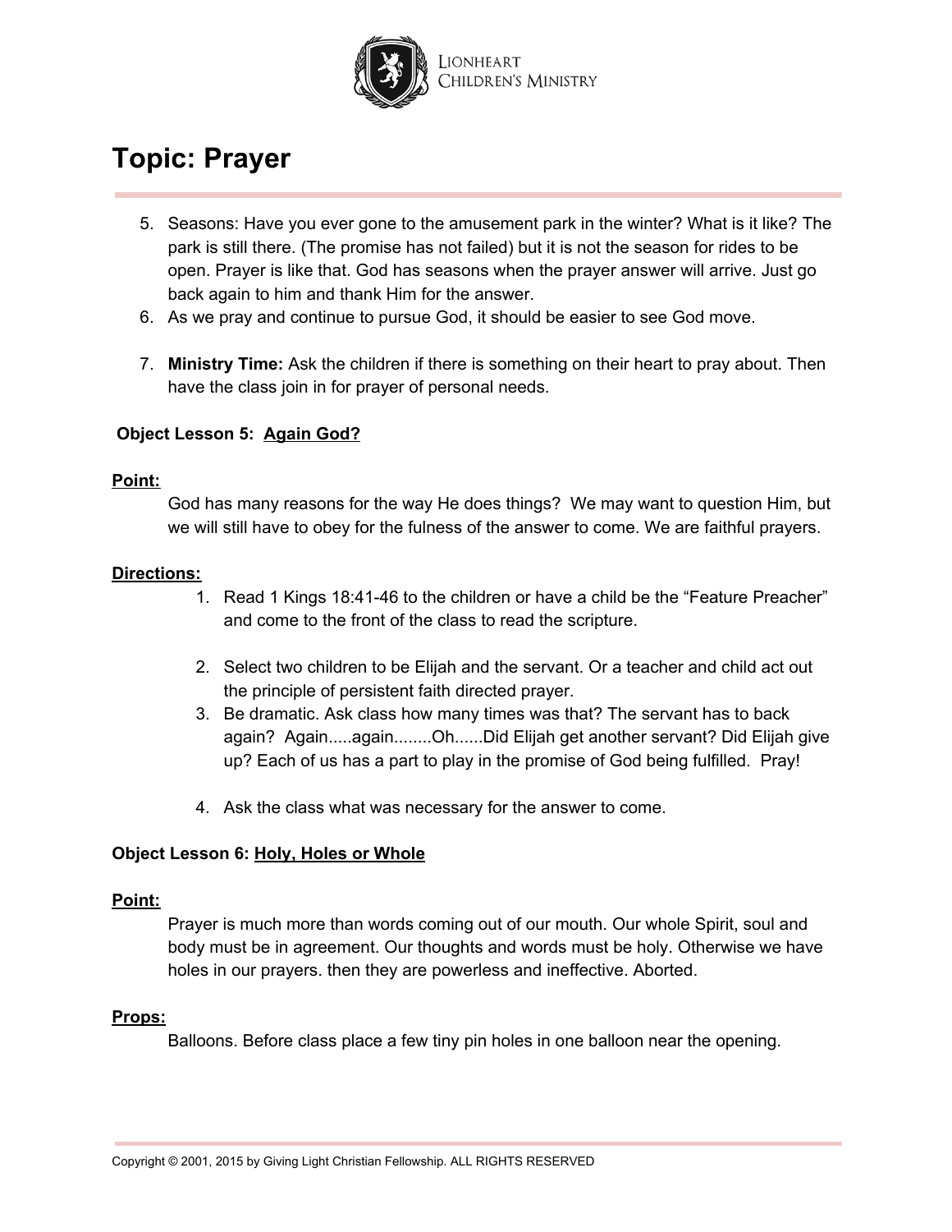# Topic: Prayer

5. Seasons: Have you ever gone to the amusement park in the winter? What is it like? The park is still there. (The promise has not failed) but it is not the season for rides to be open. Prayer is like that. God has seasons when the prayer answer will arrive. Just go back again to him and thank Him for the answer.
6. As we pray and continue to pursue God, it should be easier to see God move.

7. **Ministry Time:** Ask the children if there is something on their heart to pray about. Then have the class join in for prayer of personal needs.

**Object Lesson 5:** **<u>Again God?</u>**

**<u>Point:</u>**

God has many reasons for the way He does things? We may want to question Him, but we will still have to obey for the fulness of the answer to come. We are faithful prayers.

**<u>Directions:</u>**

1. Read 1 Kings 18:41-46 to the children or have a child be the "Feature Preacher" and come to the front of the class to read the scripture.

2. Select two children to be Elijah and the servant. Or a teacher and child act out the principle of persistent faith directed prayer.
3. Be dramatic. Ask class how many times was that? The servant has to back again? Again.....again........Oh......Did Elijah get another servant? Did Elijah give up? Each of us has a part to play in the promise of God being fulfilled. Pray!

4. Ask the class what was necessary for the answer to come.

**Object Lesson 6:** **<u>Holy, Holes or Whole</u>**

**<u>Point:</u>**

Prayer is much more than words coming out of our mouth. Our whole Spirit, soul and body must be in agreement. Our thoughts and words must be holy. Otherwise we have holes in our prayers. then they are powerless and ineffective. Aborted.

**<u>Props:</u>**

Balloons. Before class place a few tiny pin holes in one balloon near the opening.

Copyright © 2001, 2015 by Giving Light Christian Fellowship. ALL RIGHTS RESERVED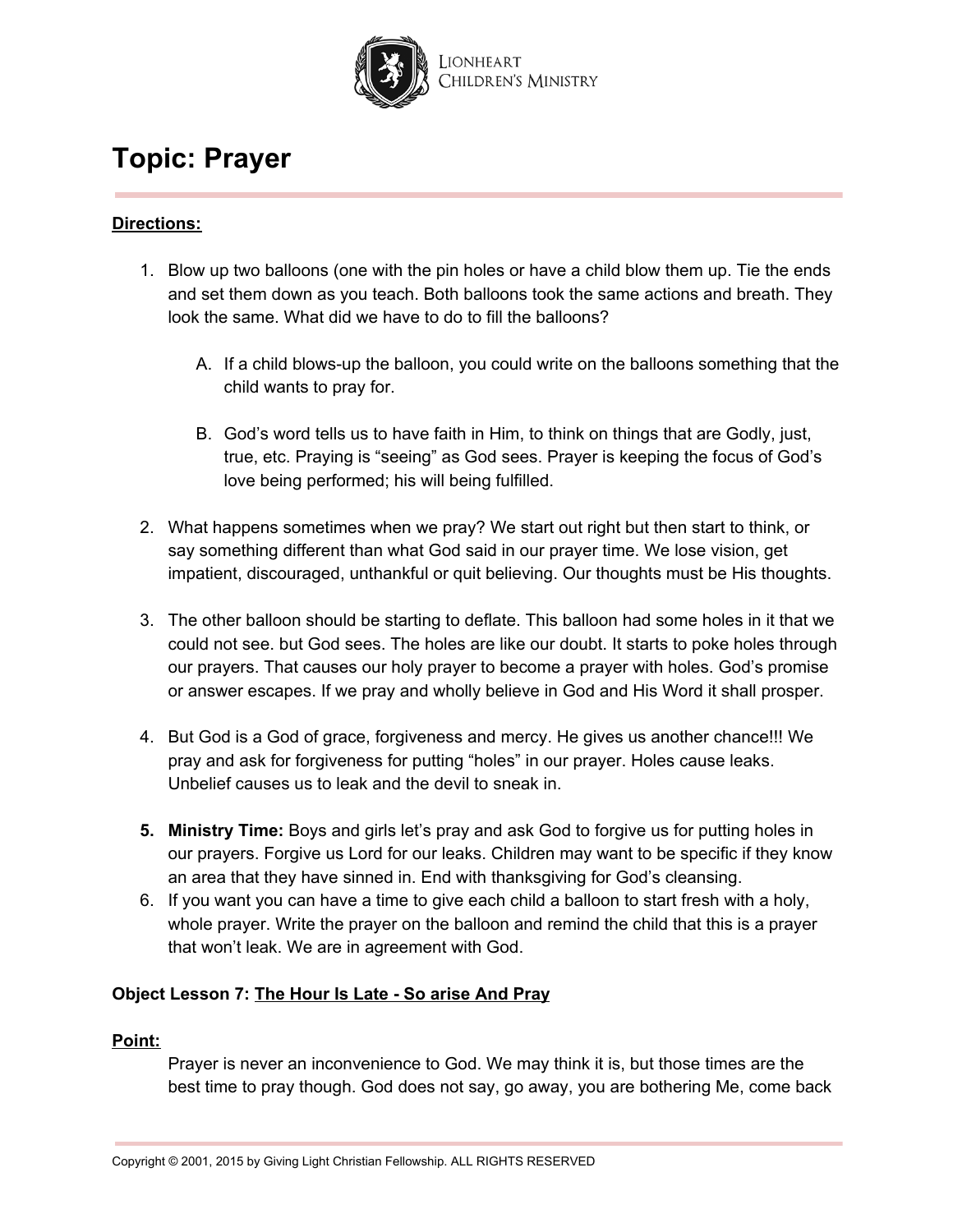# Topic: Prayer

**Directions:**

1. Blow up two balloons (one with the pin holes or have a child blow them up. Tie the ends and set them down as you teach. Both balloons took the same actions and breath. They look the same. What did we have to do to fill the balloons?

   A. If a child blows-up the balloon, you could write on the balloons something that the child wants to pray for.

   B. God's word tells us to have faith in Him, to think on things that are Godly, just, true, etc. Praying is "seeing" as God sees. Prayer is keeping the focus of God's love being performed; his will being fulfilled.

2. What happens sometimes when we pray? We start out right but then start to think, or say something different than what God said in our prayer time. We lose vision, get impatient, discouraged, unthankful or quit believing. Our thoughts must be His thoughts.

3. The other balloon should be starting to deflate. This balloon had some holes in it that we could not see. but God sees. The holes are like our doubt. It starts to poke holes through our prayers. That causes our holy prayer to become a prayer with holes. God's promise or answer escapes. If we pray and wholly believe in God and His Word it shall prosper.

4. But God is a God of grace, forgiveness and mercy. He gives us another chance!!! We pray and ask for forgiveness for putting "holes" in our prayer. Holes cause leaks. Unbelief causes us to leak and the devil to sneak in.

5. **Ministry Time:** Boys and girls let's pray and ask God to forgive us for putting holes in our prayers. Forgive us Lord for our leaks. Children may want to be specific if they know an area that they have sinned in. End with thanksgiving for God's cleansing.
6. If you want you can have a time to give each child a balloon to start fresh with a holy, whole prayer. Write the prayer on the balloon and remind the child that this is a prayer that won't leak. We are in agreement with God.

**Object Lesson 7:** The Hour Is Late - So arise And Pray

**Point:**

Prayer is never an inconvenience to God. We may think it is, but those times are the best time to pray though. God does not say, go away, you are bothering Me, come back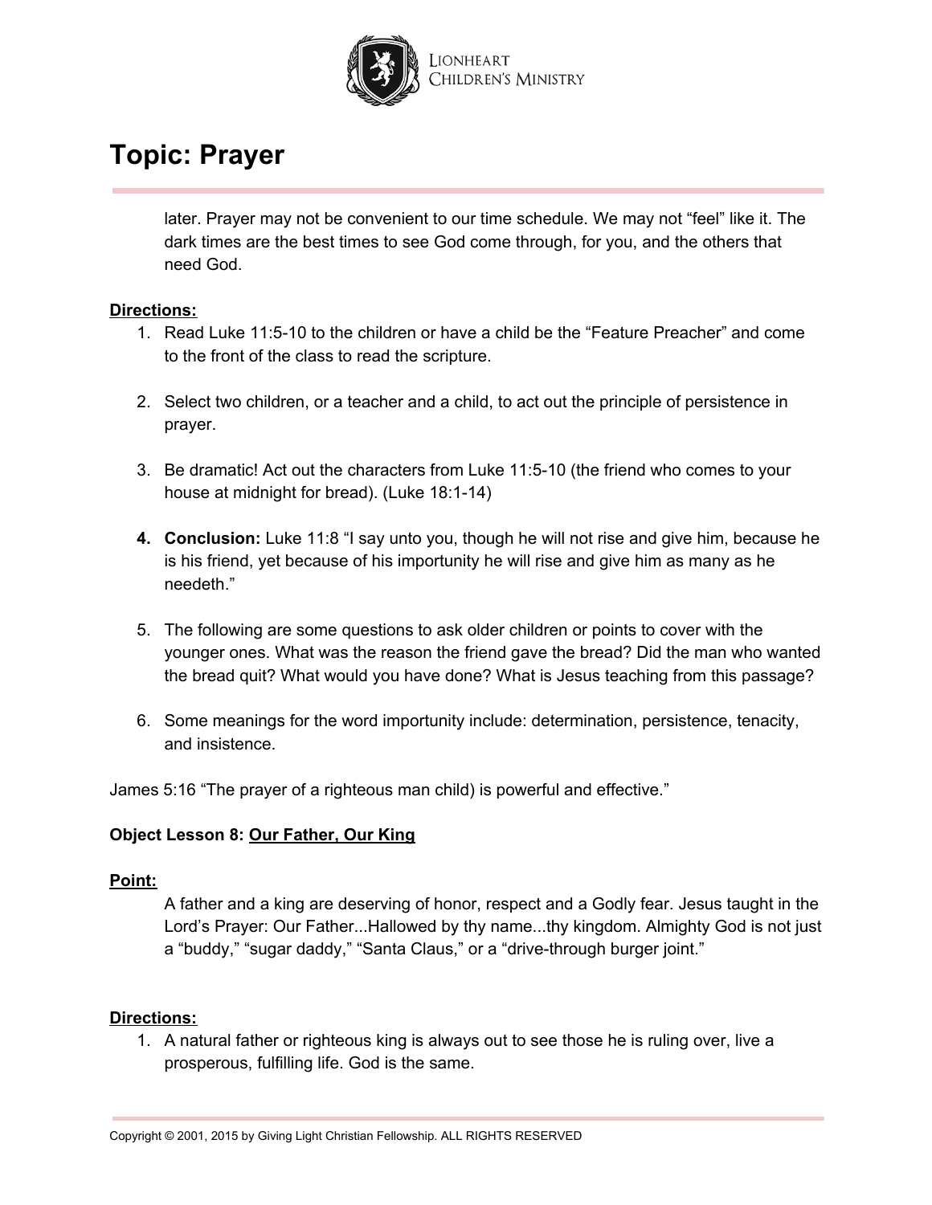later. Prayer may not be convenient to our time schedule. We may not "feel" like it. The dark times are the best times to see God come through, for you, and the others that need God.

**Directions:**

1. Read Luke 11:5-10 to the children or have a child be the "Feature Preacher" and come to the front of the class to read the scripture.

2. Select two children, or a teacher and a child, to act out the principle of persistence in prayer.

3. Be dramatic! Act out the characters from Luke 11:5-10 (the friend who comes to your house at midnight for bread). (Luke 18:1-14)

4. **Conclusion:** Luke 11:8 "I say unto you, though he will not rise and give him, because he is his friend, yet because of his importunity he will rise and give him as many as he needeth."

5. The following are some questions to ask older children or points to cover with the younger ones. What was the reason the friend gave the bread? Did the man who wanted the bread quit? What would you have done? What is Jesus teaching from this passage?

6. Some meanings for the word importunity include: determination, persistence, tenacity, and insistence.

James 5:16 "The prayer of a righteous man child) is powerful and effective."

**Object Lesson 8: Our Father, Our King**

**Point:**

A father and a king are deserving of honor, respect and a Godly fear. Jesus taught in the Lord's Prayer: Our Father...Hallowed by thy name...thy kingdom. Almighty God is not just a "buddy," "sugar daddy," "Santa Claus," or a "drive-through burger joint."

**Directions:**

1. A natural father or righteous king is always out to see those he is ruling over, live a prosperous, fulfilling life. God is the same.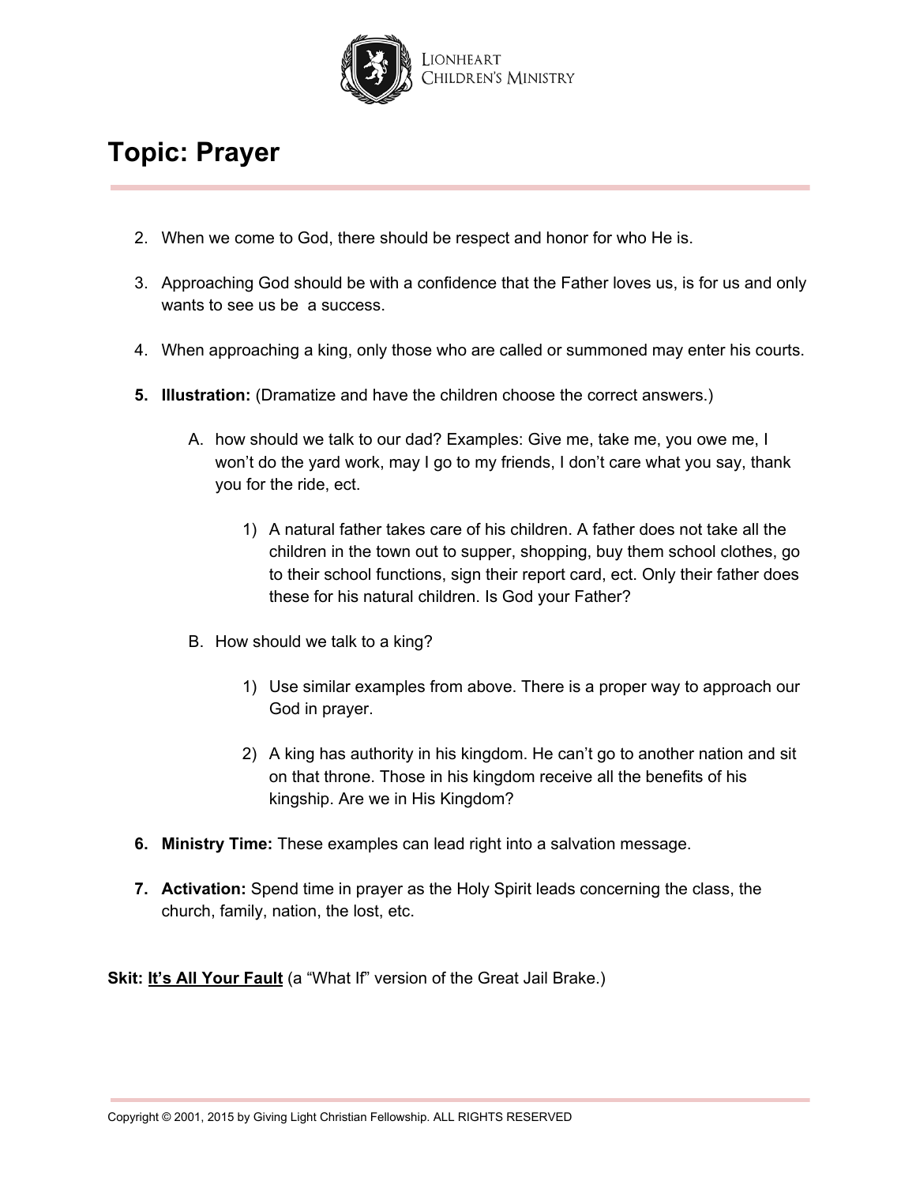# Topic: Prayer

2. When we come to God, there should be respect and honor for who He is.

3. Approaching God should be with a confidence that the Father loves us, is for us and only wants to see us be  a success.

4. When approaching a king, only those who are called or summoned may enter his courts.

5. **Illustration:** (Dramatize and have the children choose the correct answers.)

   A. how should we talk to our dad? Examples: Give me, take me, you owe me, I won't do the yard work, may I go to my friends, I don't care what you say, thank you for the ride, ect.

      1) A natural father takes care of his children. A father does not take all the children in the town out to supper, shopping, buy them school clothes, go to their school functions, sign their report card, ect. Only their father does these for his natural children. Is God your Father?

   B. How should we talk to a king?

      1) Use similar examples from above. There is a proper way to approach our God in prayer.

      2) A king has authority in his kingdom. He can't go to another nation and sit on that throne. Those in his kingdom receive all the benefits of his kingship. Are we in His Kingdom?

6. **Ministry Time:** These examples can lead right into a salvation message.

7. **Activation:** Spend time in prayer as the Holy Spirit leads concerning the class, the church, family, nation, the lost, etc.

**Skit: <u>It's All Your Fault</u>** (a "What If" version of the Great Jail Brake.)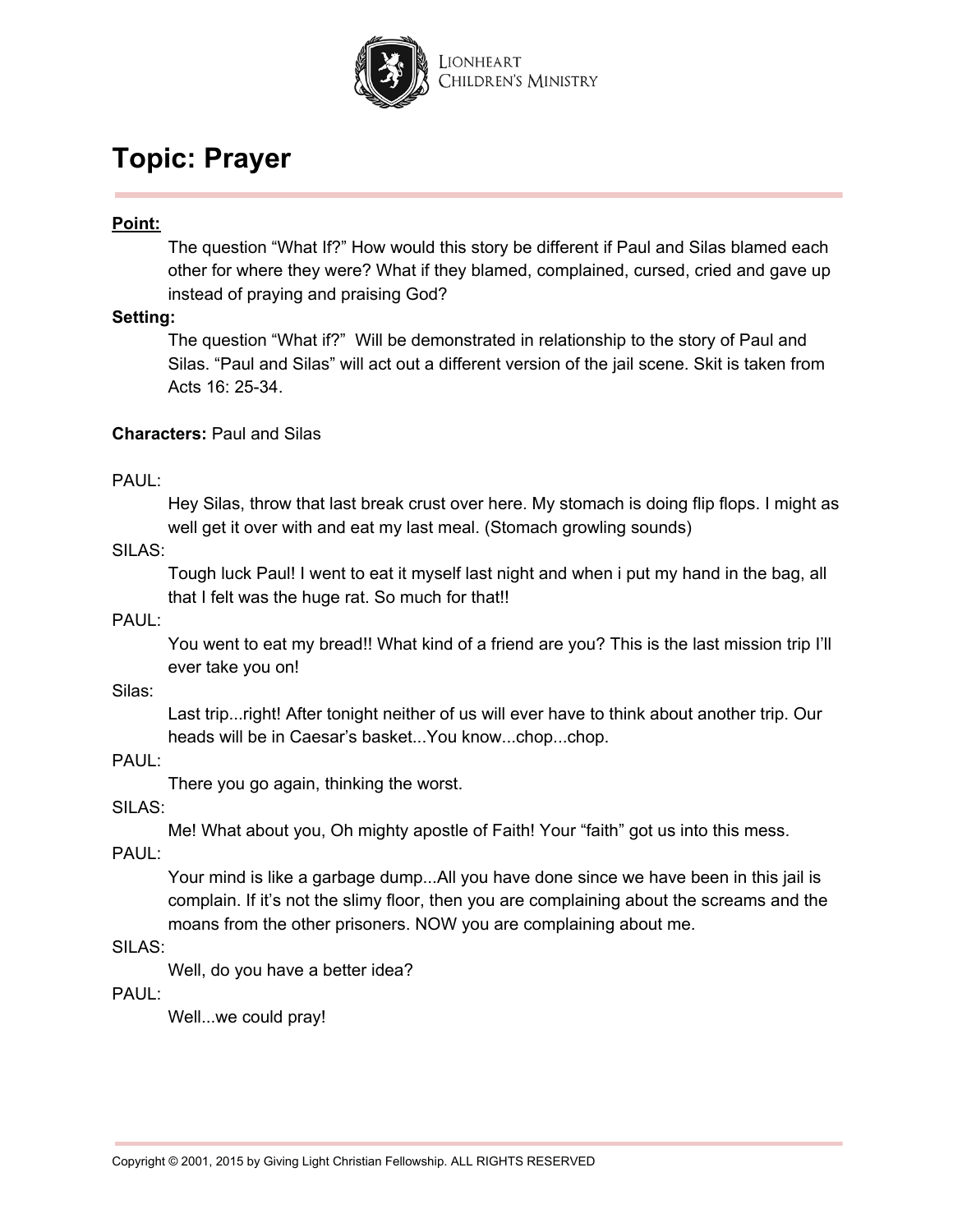# Topic: Prayer

**Point:**

The question "What If?" How would this story be different if Paul and Silas blamed each other for where they were? What if they blamed, complained, cursed, cried and gave up instead of praying and praising God?

**Setting:**

The question "What if?" Will be demonstrated in relationship to the story of Paul and Silas. "Paul and Silas" will act out a different version of the jail scene. Skit is taken from Acts 16: 25-34.

**Characters:** Paul and Silas

PAUL:

Hey Silas, throw that last break crust over here. My stomach is doing flip flops. I might as well get it over with and eat my last meal. (Stomach growling sounds)

SILAS:

Tough luck Paul! I went to eat it myself last night and when i put my hand in the bag, all that I felt was the huge rat. So much for that!!

PAUL:

You went to eat my bread!! What kind of a friend are you? This is the last mission trip I'll ever take you on!

Silas:

Last trip...right! After tonight neither of us will ever have to think about another trip. Our heads will be in Caesar's basket...You know...chop...chop.

PAUL:

There you go again, thinking the worst.

SILAS:

Me! What about you, Oh mighty apostle of Faith! Your "faith" got us into this mess.

PAUL:

Your mind is like a garbage dump...All you have done since we have been in this jail is complain. If it's not the slimy floor, then you are complaining about the screams and the moans from the other prisoners. NOW you are complaining about me.

SILAS:

Well, do you have a better idea?

PAUL:

Well...we could pray!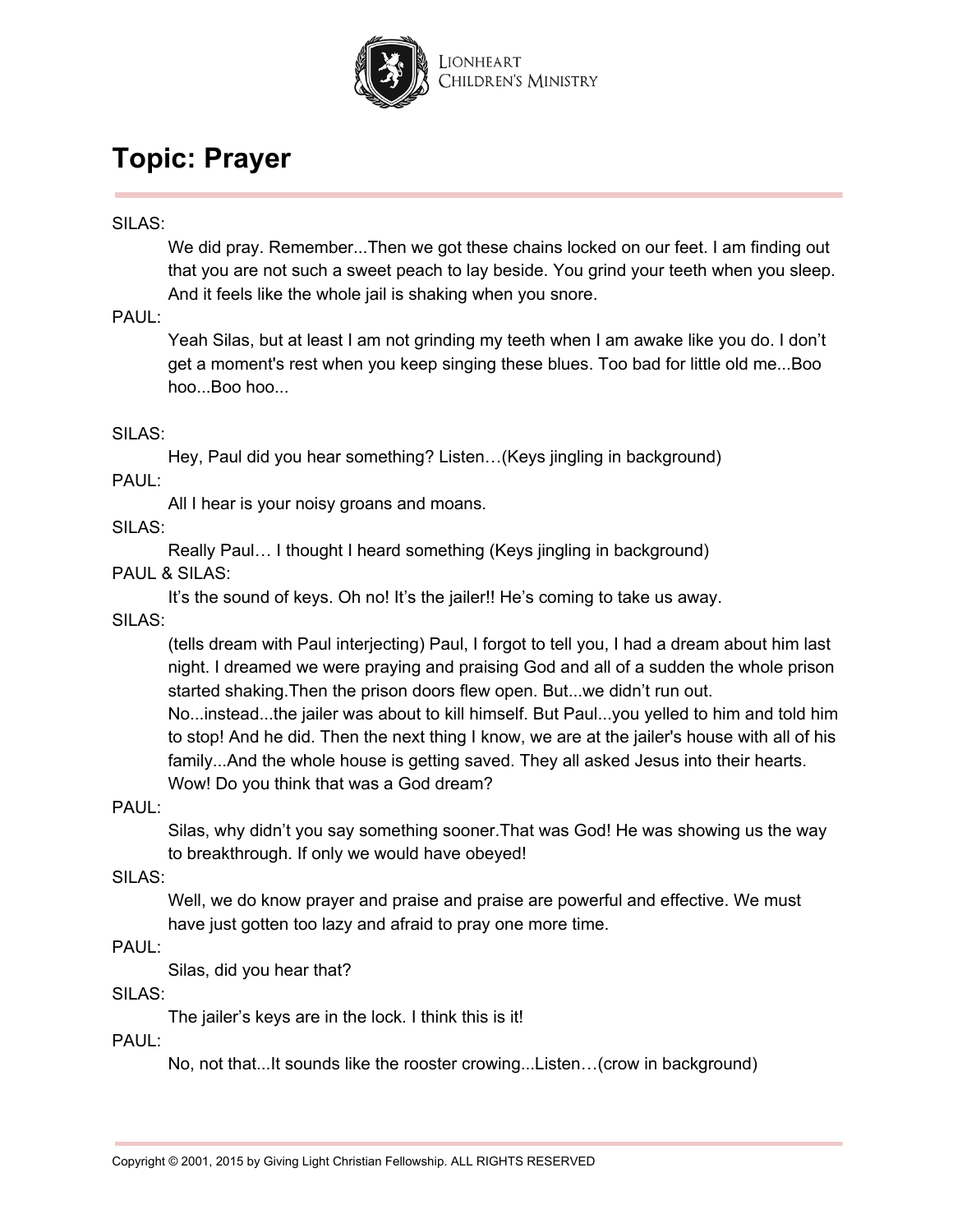# Topic: Prayer

SILAS:

We did pray. Remember...Then we got these chains locked on our feet. I am finding out that you are not such a sweet peach to lay beside. You grind your teeth when you sleep. And it feels like the whole jail is shaking when you snore.

PAUL:

Yeah Silas, but at least I am not grinding my teeth when I am awake like you do. I don't get a moment's rest when you keep singing these blues. Too bad for little old me...Boo hoo...Boo hoo...

SILAS:

Hey, Paul did you hear something? Listen…(Keys jingling in background)

PAUL:

All I hear is your noisy groans and moans.

SILAS:

Really Paul… I thought I heard something (Keys jingling in background)

PAUL & SILAS:

It's the sound of keys. Oh no! It's the jailer!! He's coming to take us away.

SILAS:

(tells dream with Paul interjecting) Paul, I forgot to tell you, I had a dream about him last night. I dreamed we were praying and praising God and all of a sudden the whole prison started shaking.Then the prison doors flew open. But...we didn't run out. No...instead...the jailer was about to kill himself. But Paul...you yelled to him and told him to stop! And he did. Then the next thing I know, we are at the jailer's house with all of his family...And the whole house is getting saved. They all asked Jesus into their hearts. Wow! Do you think that was a God dream?

PAUL:

Silas, why didn't you say something sooner.That was God! He was showing us the way to breakthrough. If only we would have obeyed!

SILAS:

Well, we do know prayer and praise and praise are powerful and effective. We must have just gotten too lazy and afraid to pray one more time.

PAUL:

Silas, did you hear that?

SILAS:

The jailer's keys are in the lock. I think this is it!

PAUL:

No, not that...It sounds like the rooster crowing...Listen…(crow in background)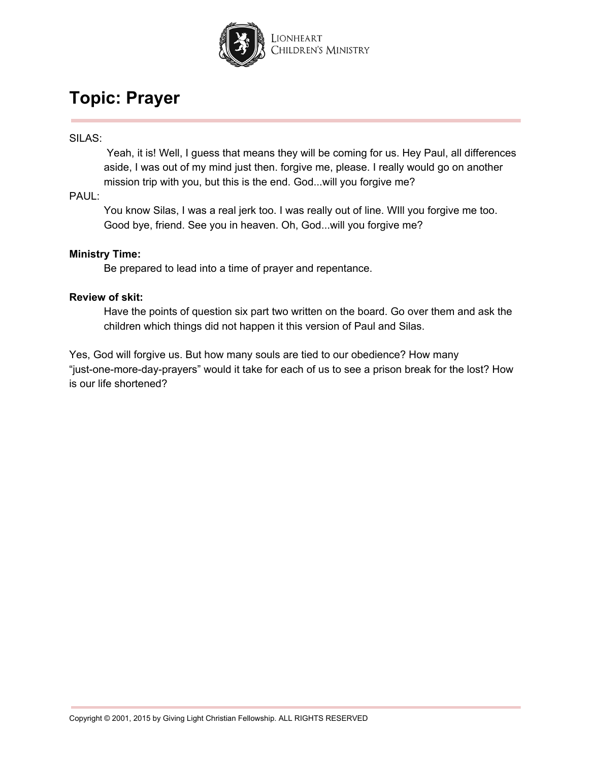# Topic: Prayer

SILAS:

Yeah, it is! Well, I guess that means they will be coming for us. Hey Paul, all differences aside, I was out of my mind just then. forgive me, please. I really would go on another mission trip with you, but this is the end. God...will you forgive me?

PAUL:

You know Silas, I was a real jerk too. I was really out of line. WIll you forgive me too. Good bye, friend. See you in heaven. Oh, God...will you forgive me?

**Ministry Time:**

Be prepared to lead into a time of prayer and repentance.

**Review of skit:**

Have the points of question six part two written on the board. Go over them and ask the children which things did not happen it this version of Paul and Silas.

Yes, God will forgive us. But how many souls are tied to our obedience? How many "just-one-more-day-prayers" would it take for each of us to see a prison break for the lost? How is our life shortened?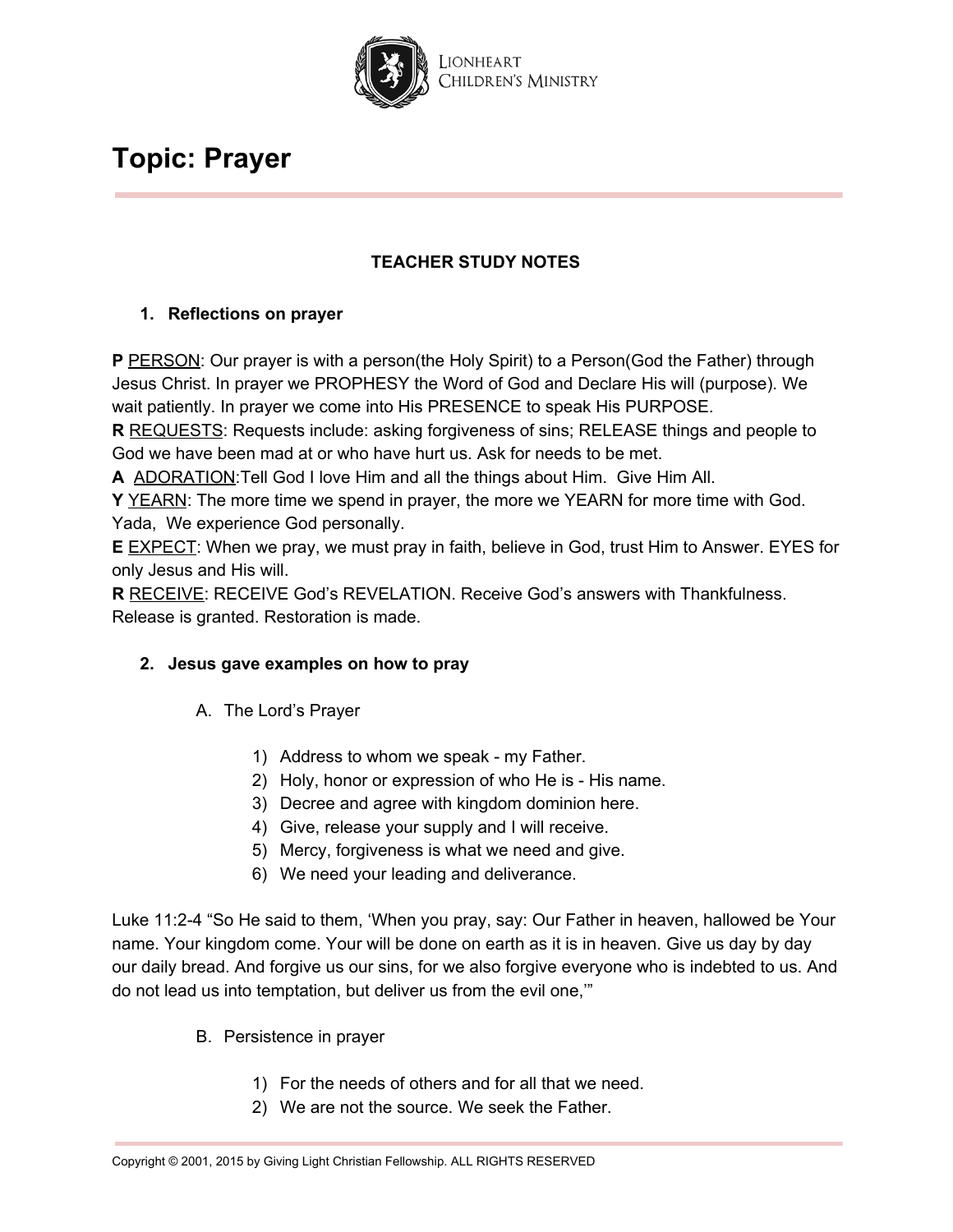# Topic: Prayer

**TEACHER STUDY NOTES**

1. **Reflections on prayer**

**P** PERSON: Our prayer is with a person(the Holy Spirit) to a Person(God the Father) through Jesus Christ. In prayer we PROPHESY the Word of God and Declare His will (purpose). We wait patiently. In prayer we come into His PRESENCE to speak His PURPOSE.
**R** REQUESTS: Requests include: asking forgiveness of sins; RELEASE things and people to God we have been mad at or who have hurt us. Ask for needs to be met.
**A** ADORATION:Tell God I love Him and all the things about Him. Give Him All.
**Y** YEARN: The more time we spend in prayer, the more we YEARN for more time with God. Yada, We experience God personally.
**E** EXPECT: When we pray, we must pray in faith, believe in God, trust Him to Answer. EYES for only Jesus and His will.
**R** RECEIVE: RECEIVE God's REVELATION. Receive God's answers with Thankfulness. Release is granted. Restoration is made.

2. **Jesus gave examples on how to pray**

   A. The Lord's Prayer

      1) Address to whom we speak - my Father.
      2) Holy, honor or expression of who He is - His name.
      3) Decree and agree with kingdom dominion here.
      4) Give, release your supply and I will receive.
      5) Mercy, forgiveness is what we need and give.
      6) We need your leading and deliverance.

Luke 11:2-4 "So He said to them, 'When you pray, say: Our Father in heaven, hallowed be Your name. Your kingdom come. Your will be done on earth as it is in heaven. Give us day by day our daily bread. And forgive us our sins, for we also forgive everyone who is indebted to us. And do not lead us into temptation, but deliver us from the evil one,'"

   B. Persistence in prayer

      1) For the needs of others and for all that we need.
      2) We are not the source. We seek the Father.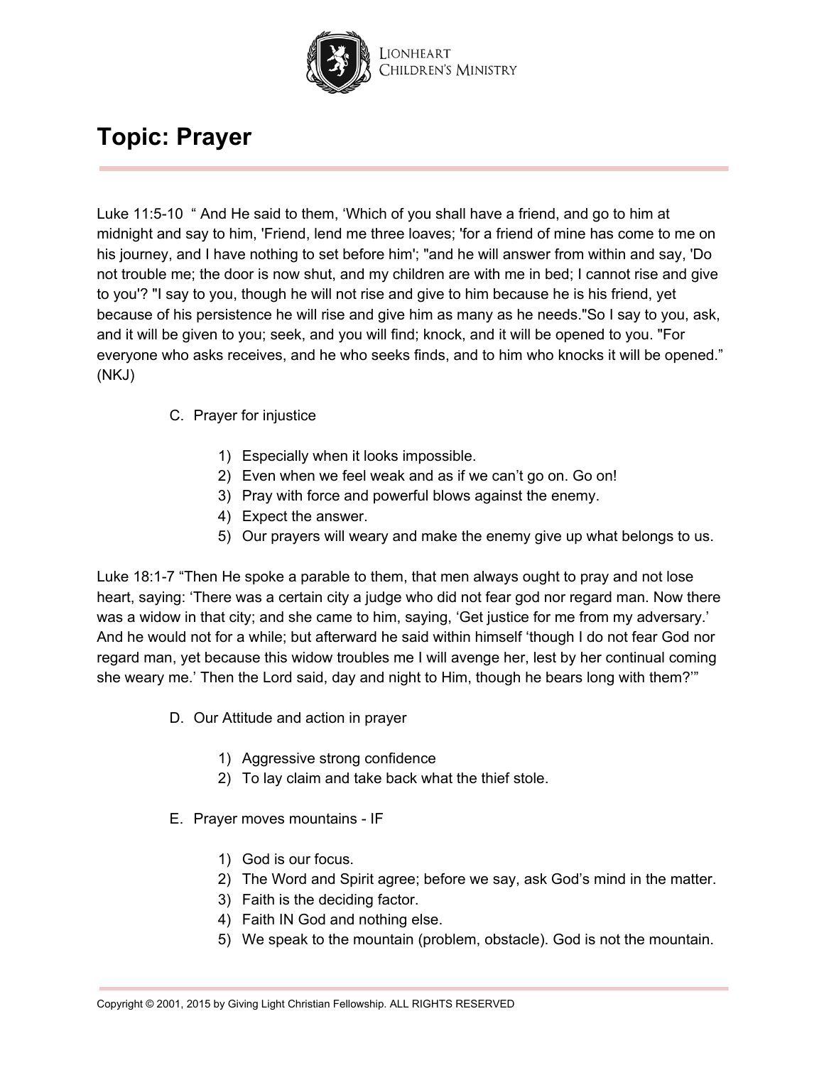# Topic: Prayer

Luke 11:5-10 " And He said to them, 'Which of you shall have a friend, and go to him at midnight and say to him, 'Friend, lend me three loaves; 'for a friend of mine has come to me on his journey, and I have nothing to set before him'; "and he will answer from within and say, 'Do not trouble me; the door is now shut, and my children are with me in bed; I cannot rise and give to you'? "I say to you, though he will not rise and give to him because he is his friend, yet because of his persistence he will rise and give him as many as he needs."So I say to you, ask, and it will be given to you; seek, and you will find; knock, and it will be opened to you. "For everyone who asks receives, and he who seeks finds, and to him who knocks it will be opened." (NKJ)

C. Prayer for injustice

1) Especially when it looks impossible.
2) Even when we feel weak and as if we can't go on. Go on!
3) Pray with force and powerful blows against the enemy.
4) Expect the answer.
5) Our prayers will weary and make the enemy give up what belongs to us.

Luke 18:1-7 "Then He spoke a parable to them, that men always ought to pray and not lose heart, saying: 'There was a certain city a judge who did not fear god nor regard man. Now there was a widow in that city; and she came to him, saying, 'Get justice for me from my adversary.' And he would not for a while; but afterward he said within himself 'though I do not fear God nor regard man, yet because this widow troubles me I will avenge her, lest by her continual coming she weary me.' Then the Lord said, day and night to Him, though he bears long with them?'"

D. Our Attitude and action in prayer

1) Aggressive strong confidence
2) To lay claim and take back what the thief stole.

E. Prayer moves mountains - IF

1) God is our focus.
2) The Word and Spirit agree; before we say, ask God's mind in the matter.
3) Faith is the deciding factor.
4) Faith IN God and nothing else.
5) We speak to the mountain (problem, obstacle). God is not the mountain.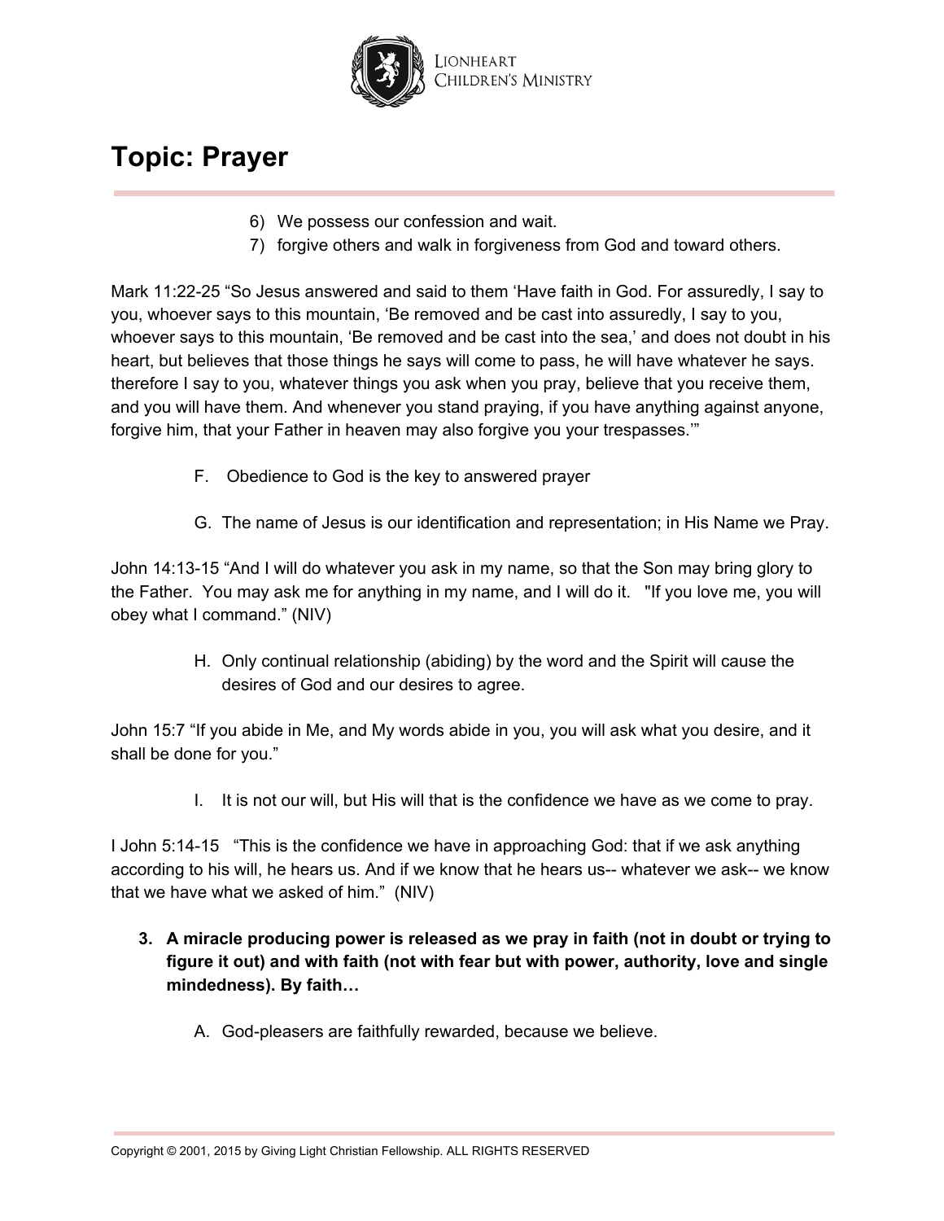# Topic: Prayer

6) We possess our confession and wait.
7) forgive others and walk in forgiveness from God and toward others.

Mark 11:22-25 "So Jesus answered and said to them 'Have faith in God. For assuredly, I say to you, whoever says to this mountain, 'Be removed and be cast into assuredly, I say to you, whoever says to this mountain, 'Be removed and be cast into the sea,' and does not doubt in his heart, but believes that those things he says will come to pass, he will have whatever he says. therefore I say to you, whatever things you ask when you pray, believe that you receive them, and you will have them. And whenever you stand praying, if you have anything against anyone, forgive him, that your Father in heaven may also forgive you your trespasses.'"

F. Obedience to God is the key to answered prayer

G. The name of Jesus is our identification and representation; in His Name we Pray.

John 14:13-15 "And I will do whatever you ask in my name, so that the Son may bring glory to the Father. You may ask me for anything in my name, and I will do it. "If you love me, you will obey what I command." (NIV)

H. Only continual relationship (abiding) by the word and the Spirit will cause the desires of God and our desires to agree.

John 15:7 "If you abide in Me, and My words abide in you, you will ask what you desire, and it shall be done for you."

I. It is not our will, but His will that is the confidence we have as we come to pray.

I John 5:14-15 "This is the confidence we have in approaching God: that if we ask anything according to his will, he hears us. And if we know that he hears us-- whatever we ask-- we know that we have what we asked of him." (NIV)

**3. A miracle producing power is released as we pray in faith (not in doubt or trying to figure it out) and with faith (not with fear but with power, authority, love and single mindedness). By faith…**

A. God-pleasers are faithfully rewarded, because we believe.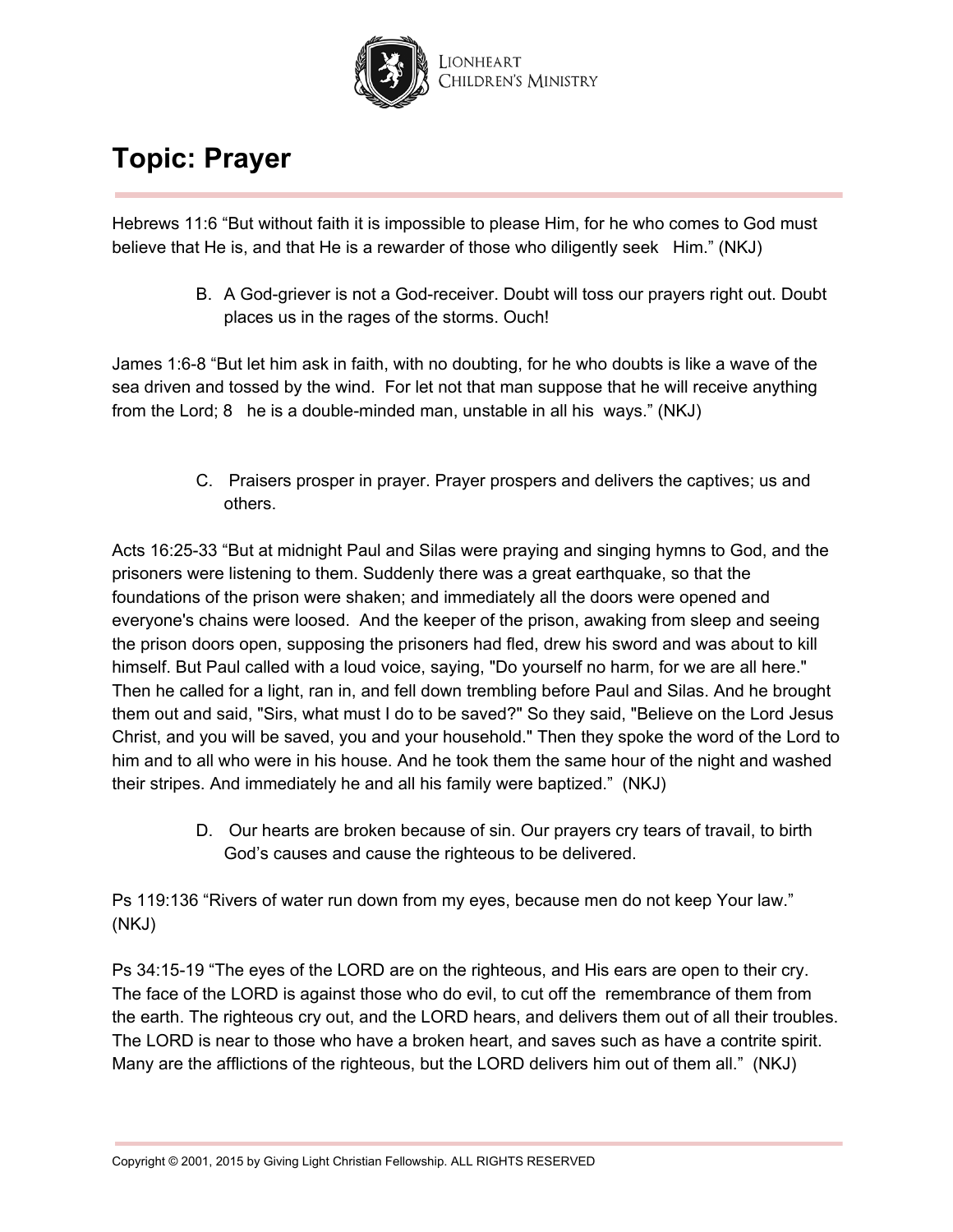# Topic: Prayer

Hebrews 11:6 “But without faith it is impossible to please Him, for he who comes to God must believe that He is, and that He is a rewarder of those who diligently seek Him.” (NKJ)

B. A God-griever is not a God-receiver. Doubt will toss our prayers right out. Doubt places us in the rages of the storms. Ouch!

James 1:6-8 “But let him ask in faith, with no doubting, for he who doubts is like a wave of the sea driven and tossed by the wind. For let not that man suppose that he will receive anything from the Lord; 8 he is a double-minded man, unstable in all his ways.” (NKJ)

C. Praisers prosper in prayer. Prayer prospers and delivers the captives; us and others.

Acts 16:25-33 “But at midnight Paul and Silas were praying and singing hymns to God, and the prisoners were listening to them. Suddenly there was a great earthquake, so that the foundations of the prison were shaken; and immediately all the doors were opened and everyone's chains were loosed. And the keeper of the prison, awaking from sleep and seeing the prison doors open, supposing the prisoners had fled, drew his sword and was about to kill himself. But Paul called with a loud voice, saying, "Do yourself no harm, for we are all here." Then he called for a light, ran in, and fell down trembling before Paul and Silas. And he brought them out and said, "Sirs, what must I do to be saved?" So they said, "Believe on the Lord Jesus Christ, and you will be saved, you and your household." Then they spoke the word of the Lord to him and to all who were in his house. And he took them the same hour of the night and washed their stripes. And immediately he and all his family were baptized.” (NKJ)

D. Our hearts are broken because of sin. Our prayers cry tears of travail, to birth God’s causes and cause the righteous to be delivered.

Ps 119:136 “Rivers of water run down from my eyes, because men do not keep Your law.” (NKJ)

Ps 34:15-19 “The eyes of the LORD are on the righteous, and His ears are open to their cry. The face of the LORD is against those who do evil, to cut off the remembrance of them from the earth. The righteous cry out, and the LORD hears, and delivers them out of all their troubles. The LORD is near to those who have a broken heart, and saves such as have a contrite spirit. Many are the afflictions of the righteous, but the LORD delivers him out of them all.” (NKJ)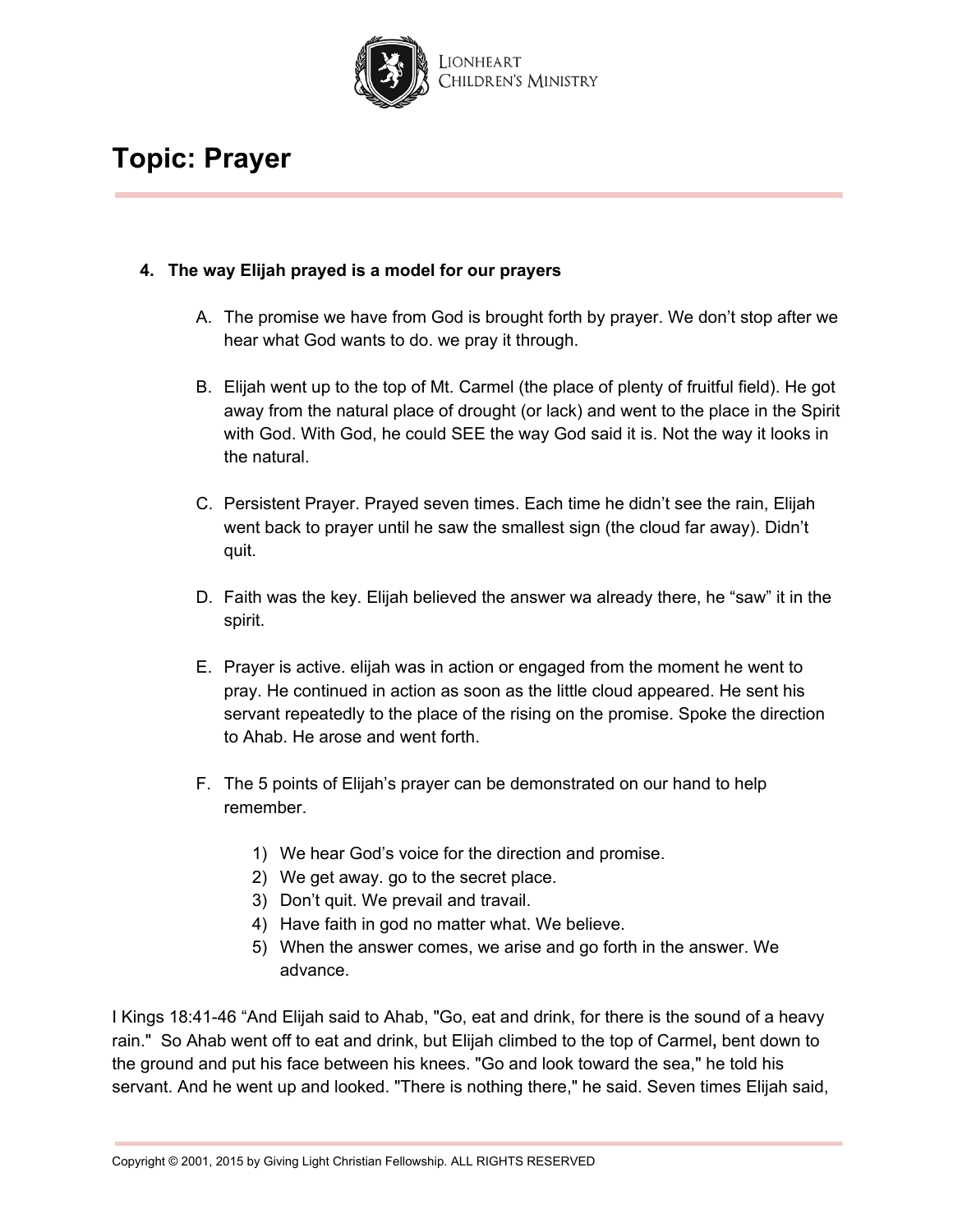# Topic: Prayer

4. **The way Elijah prayed is a model for our prayers**

   A. The promise we have from God is brought forth by prayer. We don't stop after we hear what God wants to do. we pray it through.

   B. Elijah went up to the top of Mt. Carmel (the place of plenty of fruitful field). He got away from the natural place of drought (or lack) and went to the place in the Spirit with God. With God, he could SEE the way God said it is. Not the way it looks in the natural.

   C. Persistent Prayer. Prayed seven times. Each time he didn't see the rain, Elijah went back to prayer until he saw the smallest sign (the cloud far away). Didn't quit.

   D. Faith was the key. Elijah believed the answer wa already there, he "saw" it in the spirit.

   E. Prayer is active. elijah was in action or engaged from the moment he went to pray. He continued in action as soon as the little cloud appeared. He sent his servant repeatedly to the place of the rising on the promise. Spoke the direction to Ahab. He arose and went forth.

   F. The 5 points of Elijah's prayer can be demonstrated on our hand to help remember.

      1) We hear God's voice for the direction and promise.
      2) We get away. go to the secret place.
      3) Don't quit. We prevail and travail.
      4) Have faith in god no matter what. We believe.
      5) When the answer comes, we arise and go forth in the answer. We advance.

I Kings 18:41-46 "And Elijah said to Ahab, "Go, eat and drink, for there is the sound of a heavy rain." So Ahab went off to eat and drink, but Elijah climbed to the top of Carmel**,** bent down to the ground and put his face between his knees. "Go and look toward the sea," he told his servant. And he went up and looked. "There is nothing there," he said. Seven times Elijah said,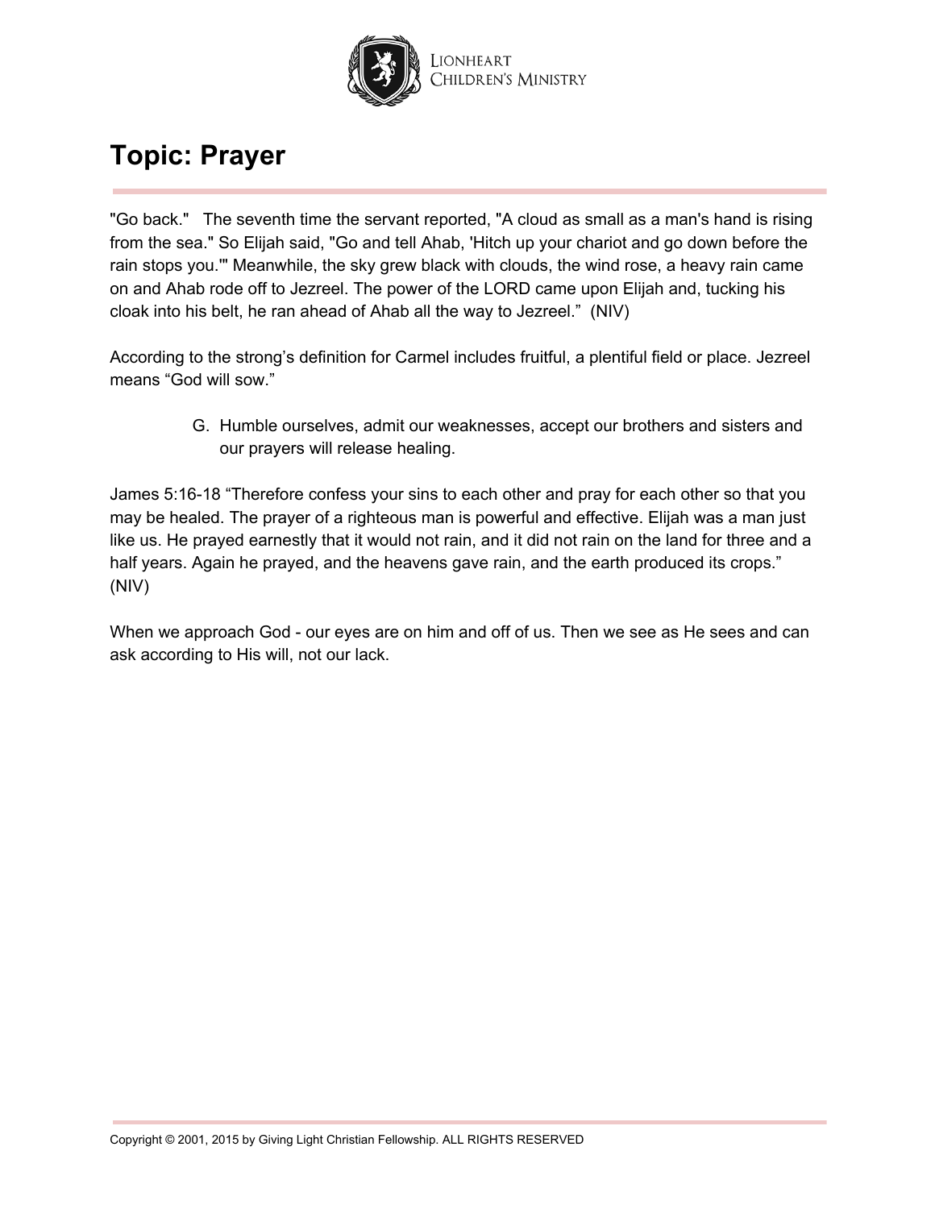# Topic: Prayer

"Go back."   The seventh time the servant reported, "A cloud as small as a man's hand is rising from the sea." So Elijah said, "Go and tell Ahab, 'Hitch up your chariot and go down before the rain stops you.'" Meanwhile, the sky grew black with clouds, the wind rose, a heavy rain came on and Ahab rode off to Jezreel. The power of the LORD came upon Elijah and, tucking his cloak into his belt, he ran ahead of Ahab all the way to Jezreel."  (NIV)

According to the strong's definition for Carmel includes fruitful, a plentiful field or place. Jezreel means "God will sow."

G. Humble ourselves, admit our weaknesses, accept our brothers and sisters and our prayers will release healing.

James 5:16-18 "Therefore confess your sins to each other and pray for each other so that you may be healed. The prayer of a righteous man is powerful and effective. Elijah was a man just like us. He prayed earnestly that it would not rain, and it did not rain on the land for three and a half years. Again he prayed, and the heavens gave rain, and the earth produced its crops." (NIV)

When we approach God - our eyes are on him and off of us. Then we see as He sees and can ask according to His will, not our lack.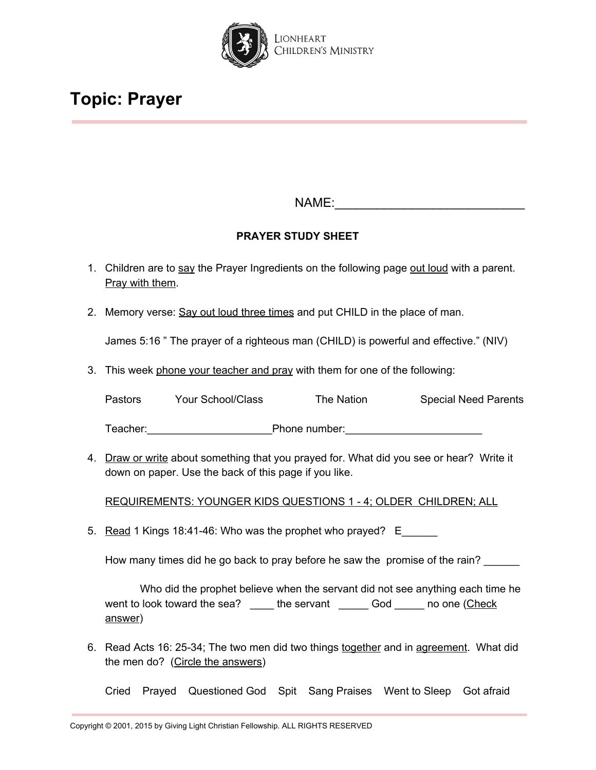# Topic: Prayer

NAME:____________________________

**PRAYER STUDY SHEET**

1. Children are to say the Prayer Ingredients on the following page out loud with a parent. Pray with them.

2. Memory verse: Say out loud three times and put CHILD in the place of man.

   James 5:16 " The prayer of a righteous man (CHILD) is powerful and effective." (NIV)

3. This week phone your teacher and pray with them for one of the following:

   Pastors     Your School/Class     The Nation     Special Need Parents

   Teacher:_____________________Phone number:_______________________

4. Draw or write about something that you prayed for. What did you see or hear? Write it down on paper. Use the back of this page if you like.

   REQUIREMENTS: YOUNGER KIDS QUESTIONS 1 - 4; OLDER CHILDREN; ALL

5. Read 1 Kings 18:41-46: Who was the prophet who prayed? E______

   How many times did he go back to pray before he saw the promise of the rain? ______

   Who did the prophet believe when the servant did not see anything each time he went to look toward the sea? ____ the servant _____ God _____ no one (Check answer)

6. Read Acts 16: 25-34; The two men did two things together and in agreement. What did the men do? (Circle the answers)

   Cried   Prayed   Questioned God   Spit   Sang Praises   Went to Sleep   Got afraid

Copyright © 2001, 2015 by Giving Light Christian Fellowship. ALL RIGHTS RESERVED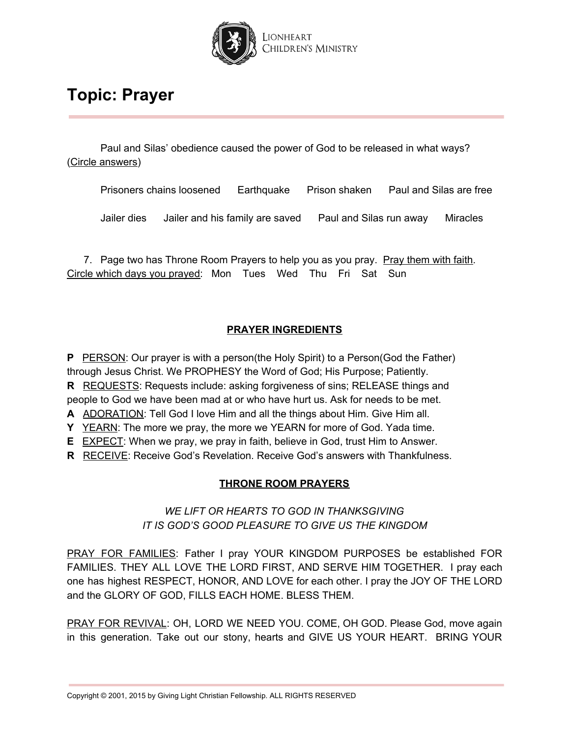# Topic: Prayer

Paul and Silas' obedience caused the power of God to be released in what ways? (Circle answers)

Prisoners chains loosened      Earthquake      Prison shaken      Paul and Silas are free

Jailer dies      Jailer and his family are saved      Paul and Silas run away      Miracles

7. Page two has Throne Room Prayers to help you as you pray. Pray them with faith. Circle which days you prayed: Mon   Tues   Wed   Thu   Fri   Sat   Sun

## PRAYER INGREDIENTS

**P** PERSON: Our prayer is with a person(the Holy Spirit) to a Person(God the Father) through Jesus Christ. We PROPHESY the Word of God; His Purpose; Patiently.
**R** REQUESTS: Requests include: asking forgiveness of sins; RELEASE things and people to God we have been mad at or who have hurt us. Ask for needs to be met.
**A** ADORATION: Tell God I love Him and all the things about Him. Give Him all.
**Y** YEARN: The more we pray, the more we YEARN for more of God. Yada time.
**E** EXPECT: When we pray, we pray in faith, believe in God, trust Him to Answer.
**R** RECEIVE: Receive God's Revelation. Receive God's answers with Thankfulness.

## THRONE ROOM PRAYERS

*WE LIFT OR HEARTS TO GOD IN THANKSGIVING*
*IT IS GOD'S GOOD PLEASURE TO GIVE US THE KINGDOM*

PRAY FOR FAMILIES: Father I pray YOUR KINGDOM PURPOSES be established FOR FAMILIES. THEY ALL LOVE THE LORD FIRST, AND SERVE HIM TOGETHER. I pray each one has highest RESPECT, HONOR, AND LOVE for each other. I pray the JOY OF THE LORD and the GLORY OF GOD, FILLS EACH HOME. BLESS THEM.

PRAY FOR REVIVAL: OH, LORD WE NEED YOU. COME, OH GOD. Please God, move again in this generation. Take out our stony, hearts and GIVE US YOUR HEART. BRING YOUR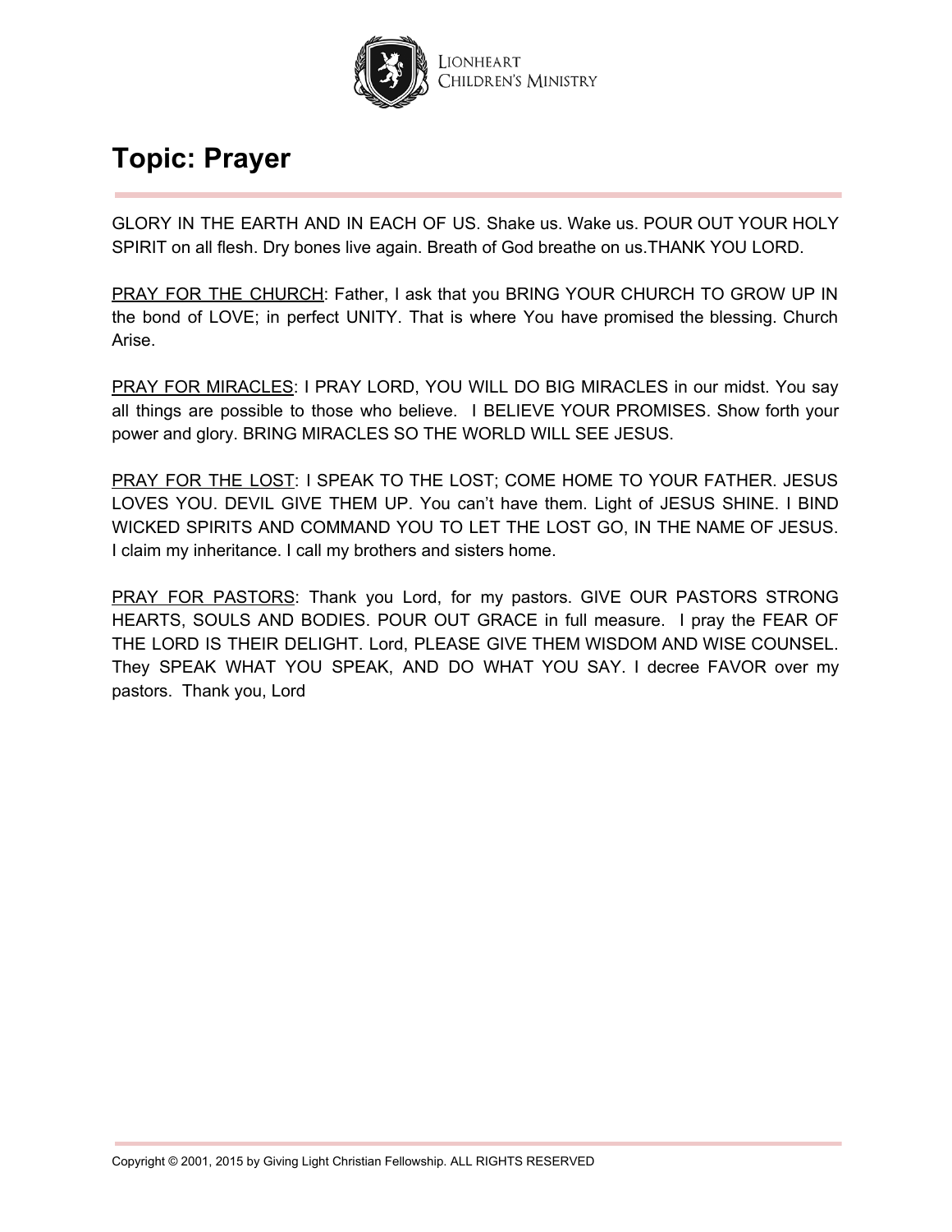# Topic: Prayer

GLORY IN THE EARTH AND IN EACH OF US. Shake us. Wake us. POUR OUT YOUR HOLY SPIRIT on all flesh. Dry bones live again. Breath of God breathe on us.THANK YOU LORD.

<u>PRAY FOR THE CHURCH</u>: Father, I ask that you BRING YOUR CHURCH TO GROW UP IN the bond of LOVE; in perfect UNITY. That is where You have promised the blessing. Church Arise.

<u>PRAY FOR MIRACLES</u>: I PRAY LORD, YOU WILL DO BIG MIRACLES in our midst. You say all things are possible to those who believe. I BELIEVE YOUR PROMISES. Show forth your power and glory. BRING MIRACLES SO THE WORLD WILL SEE JESUS.

<u>PRAY FOR THE LOST</u>: I SPEAK TO THE LOST; COME HOME TO YOUR FATHER. JESUS LOVES YOU. DEVIL GIVE THEM UP. You can't have them. Light of JESUS SHINE. I BIND WICKED SPIRITS AND COMMAND YOU TO LET THE LOST GO, IN THE NAME OF JESUS. I claim my inheritance. I call my brothers and sisters home.

<u>PRAY FOR PASTORS</u>: Thank you Lord, for my pastors. GIVE OUR PASTORS STRONG HEARTS, SOULS AND BODIES. POUR OUT GRACE in full measure. I pray the FEAR OF THE LORD IS THEIR DELIGHT. Lord, PLEASE GIVE THEM WISDOM AND WISE COUNSEL. They SPEAK WHAT YOU SPEAK, AND DO WHAT YOU SAY. I decree FAVOR over my pastors. Thank you, Lord